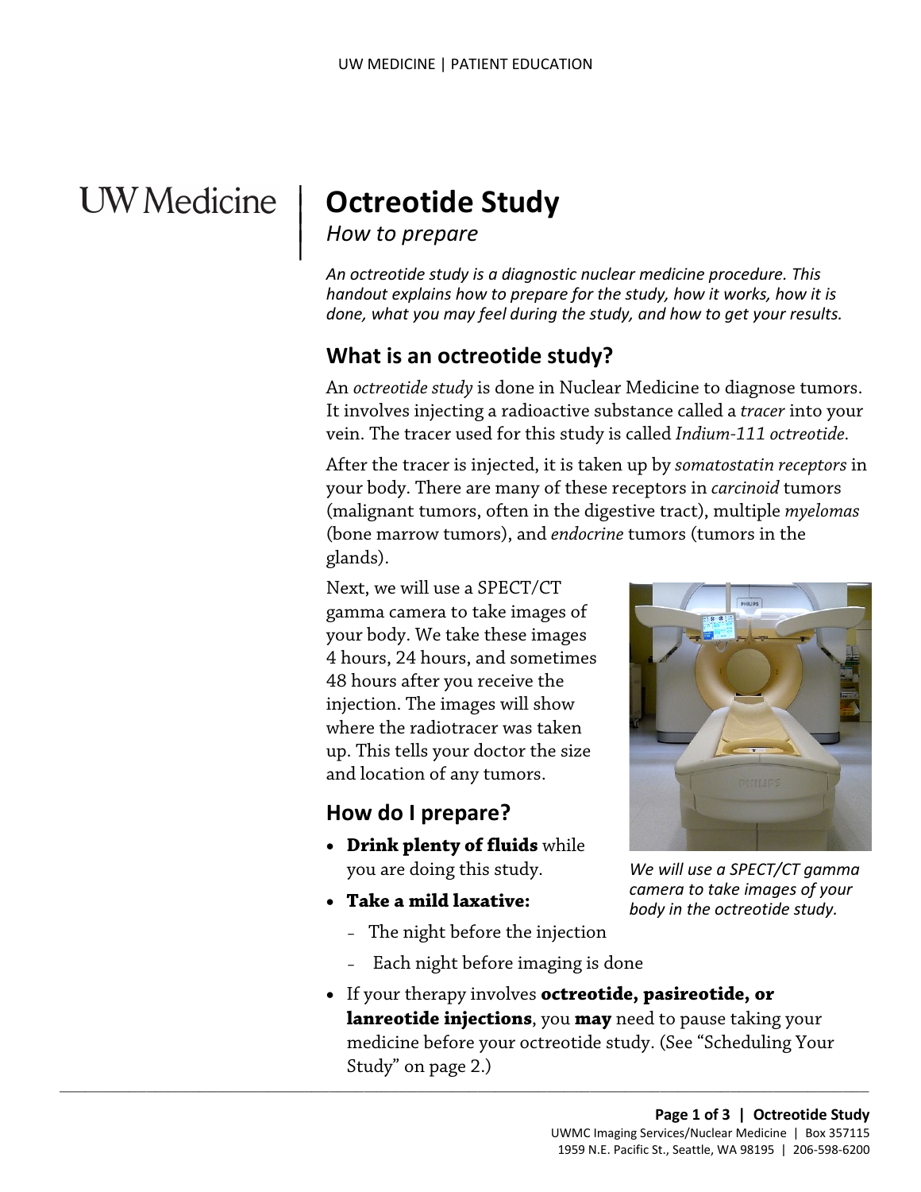# Octreotide Study

*How to prepare*

*An octreotide study is a diagnostic nuclear medicine procedure. This handout explains how to prepare for the study, how it works, how it is done, what you may feel during the study, and how to get your results.*

## What is an octreotide study?

An *octreotide study* is done in Nuclear Medicine to diagnose tumors. It involves injecting a radioactive substance called a *tracer* into your vein. The tracer used for this study is called *Indium-111 octreotide*.

After the tracer is injected, it is taken up by *somatostatin receptors* in your body. There are many of these receptors in *carcinoid* tumors (malignant tumors, often in the digestive tract), multiple *myelomas* (bone marrow tumors), and *endocrine* tumors (tumors in the glands).

Next, we will use a SPECT/CT gamma camera to take images of your body. We take these images 4 hours, 24 hours, and sometimes 48 hours after you receive the injection. The images will show where the radiotracer was taken up. This tells your doctor the size and location of any tumors.

*We will use a SPECT/CT gamma camera to take images of your body in the octreotide study.*

## How do I prepare?

- **Drink plenty of fluids** while you are doing this study.
- **Take a mild laxative:**
  - The night before the injection
  - Each night before imaging is done
- If your therapy involves **octreotide, pasireotide, or lanreotide injections**, you **may** need to pause taking your medicine before your octreotide study. (See "Scheduling Your Study" on page 2.)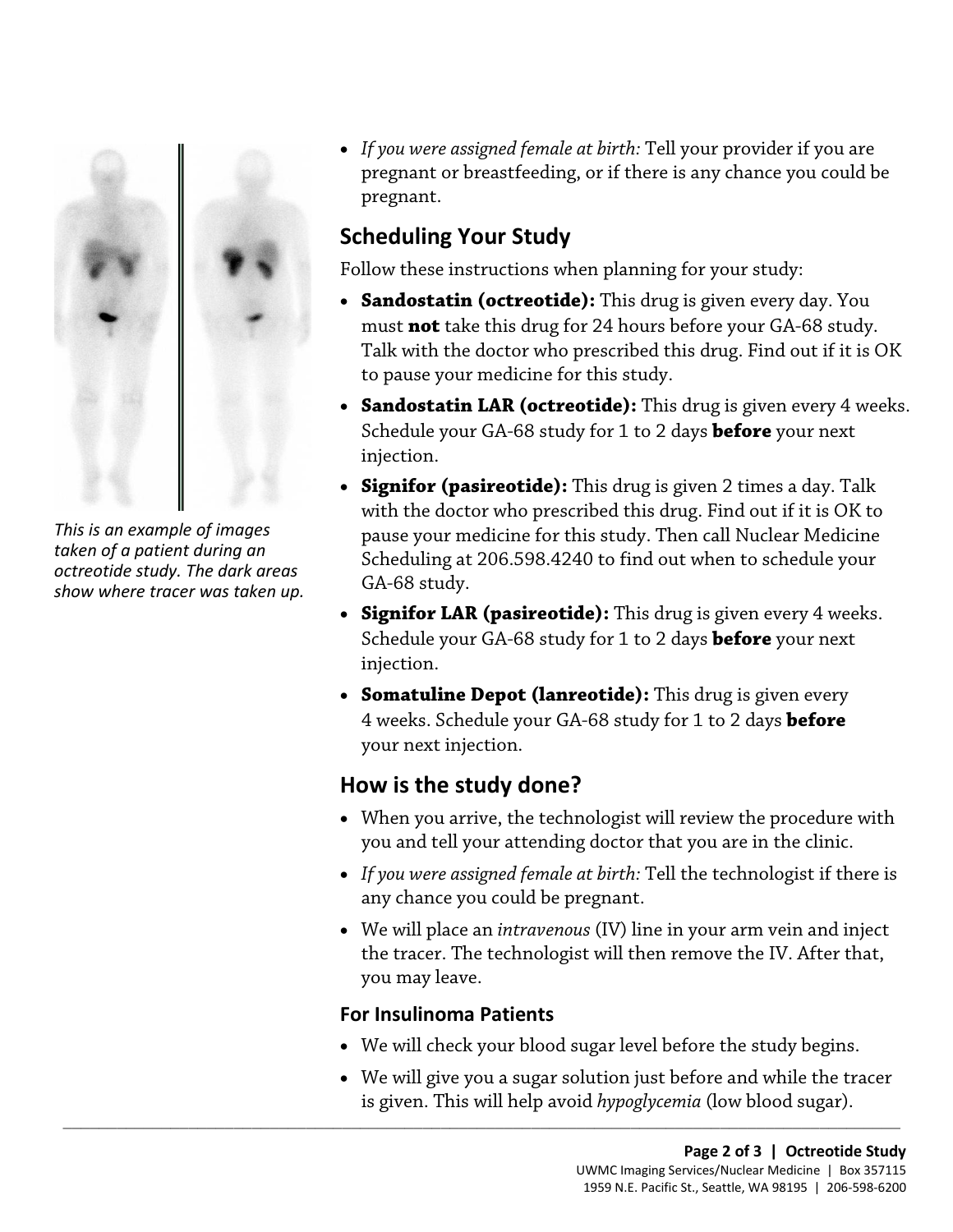*This is an example of images taken of a patient during an octreotide study. The dark areas show where tracer was taken up.*

- *If you were assigned female at birth:* Tell your provider if you are pregnant or breastfeeding, or if there is any chance you could be pregnant.

## Scheduling Your Study

Follow these instructions when planning for your study:

- **Sandostatin (octreotide):** This drug is given every day. You must **not** take this drug for 24 hours before your GA-68 study. Talk with the doctor who prescribed this drug. Find out if it is OK to pause your medicine for this study.
- **Sandostatin LAR (octreotide):** This drug is given every 4 weeks. Schedule your GA-68 study for 1 to 2 days **before** your next injection.
- **Signifor (pasireotide):** This drug is given 2 times a day. Talk with the doctor who prescribed this drug. Find out if it is OK to pause your medicine for this study. Then call Nuclear Medicine Scheduling at 206.598.4240 to find out when to schedule your GA-68 study.
- **Signifor LAR (pasireotide):** This drug is given every 4 weeks. Schedule your GA-68 study for 1 to 2 days **before** your next injection.
- **Somatuline Depot (lanreotide):** This drug is given every 4 weeks. Schedule your GA-68 study for 1 to 2 days **before** your next injection.

## How is the study done?

- When you arrive, the technologist will review the procedure with you and tell your attending doctor that you are in the clinic.
- *If you were assigned female at birth:* Tell the technologist if there is any chance you could be pregnant.
- We will place an *intravenous* (IV) line in your arm vein and inject the tracer. The technologist will then remove the IV. After that, you may leave.

### For Insulinoma Patients

- We will check your blood sugar level before the study begins.
- We will give you a sugar solution just before and while the tracer is given. This will help avoid *hypoglycemia* (low blood sugar).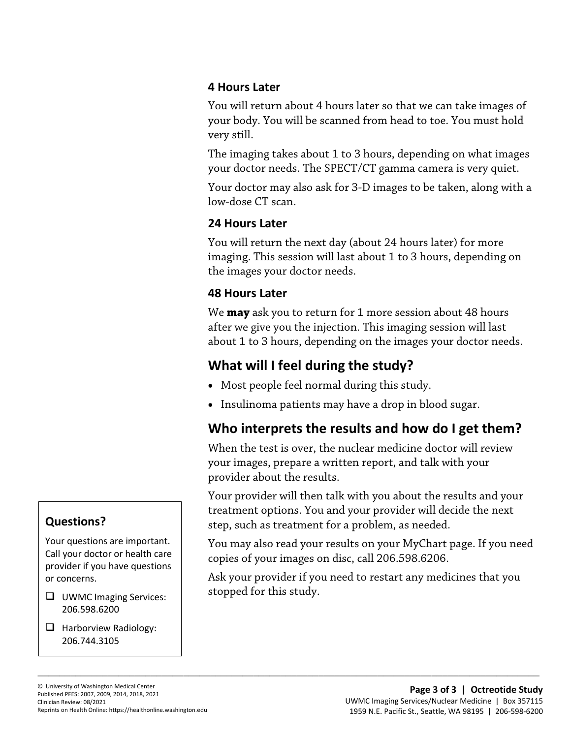### 4 Hours Later

You will return about 4 hours later so that we can take images of your body. You will be scanned from head to toe. You must hold very still.

The imaging takes about 1 to 3 hours, depending on what images your doctor needs. The SPECT/CT gamma camera is very quiet.

Your doctor may also ask for 3-D images to be taken, along with a low-dose CT scan.

### 24 Hours Later

You will return the next day (about 24 hours later) for more imaging. This session will last about 1 to 3 hours, depending on the images your doctor needs.

### 48 Hours Later

We **may** ask you to return for 1 more session about 48 hours after we give you the injection. This imaging session will last about 1 to 3 hours, depending on the images your doctor needs.

## What will I feel during the study?

- Most people feel normal during this study.
- Insulinoma patients may have a drop in blood sugar.

## Who interprets the results and how do I get them?

When the test is over, the nuclear medicine doctor will review your images, prepare a written report, and talk with your provider about the results.

Your provider will then talk with you about the results and your treatment options. You and your provider will decide the next step, such as treatment for a problem, as needed.

You may also read your results on your MyChart page. If you need copies of your images on disc, call 206.598.6206.

Ask your provider if you need to restart any medicines that you stopped for this study.

### Questions?

Your questions are important. Call your doctor or health care provider if you have questions or concerns.

- ☐ UWMC Imaging Services: 206.598.6200
- ☐ Harborview Radiology: 206.744.3105

© University of Washington Medical Center
Published PFES: 2007, 2009, 2014, 2018, 2021
Clinician Review: 08/2021
Reprints on Health Online: https://healthonline.washington.edu

UWMC Imaging Services/Nuclear Medicine | Box 357115
1959 N.E. Pacific St., Seattle, WA 98195 | 206-598-6200